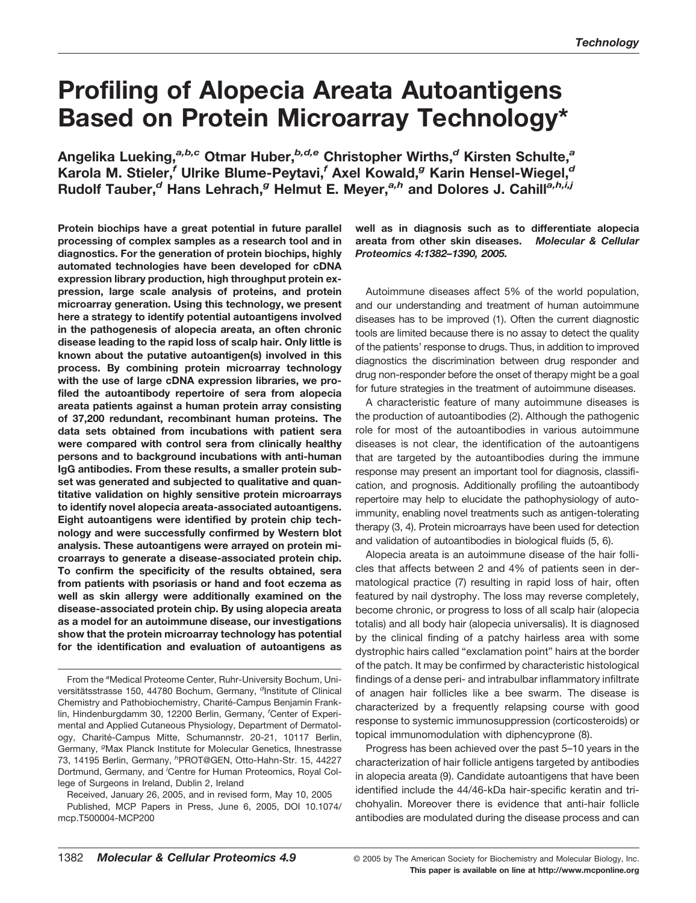# Profiling of Alopecia Areata Autoantigens Based on Protein Microarray Technology*

**Angelika Lueking,[a,b,c] Otmar Huber,[b,d,e] Christopher Wirths,[d] Kirsten Schulte,[a] Karola M. Stieler,[f] Ulrike Blume-Peytavi,[f] Axel Kowald,[g] Karin Hensel-Wiegel,[d] Rudolf Tauber,[d] Hans Lehrach,[g] Helmut E. Meyer,[a,h] and Dolores J. Cahill[a,h,i,j]**

**Protein biochips have a great potential in future parallel processing of complex samples as a research tool and in diagnostics. For the generation of protein biochips, highly automated technologies have been developed for cDNA expression library production, high throughput protein expression, large scale analysis of proteins, and protein microarray generation. Using this technology, we present here a strategy to identify potential autoantigens involved in the pathogenesis of alopecia areata, an often chronic disease leading to the rapid loss of scalp hair. Only little is known about the putative autoantigen(s) involved in this process. By combining protein microarray technology with the use of large cDNA expression libraries, we profiled the autoantibody repertoire of sera from alopecia areata patients against a human protein array consisting of 37,200 redundant, recombinant human proteins. The data sets obtained from incubations with patient sera were compared with control sera from clinically healthy persons and to background incubations with anti-human IgG antibodies. From these results, a smaller protein subset was generated and subjected to qualitative and quantitative validation on highly sensitive protein microarrays to identify novel alopecia areata-associated autoantigens. Eight autoantigens were identified by protein chip technology and were successfully confirmed by Western blot analysis. These autoantigens were arrayed on protein microarrays to generate a disease-associated protein chip. To confirm the specificity of the results obtained, sera from patients with psoriasis or hand and foot eczema as well as skin allergy were additionally examined on the disease-associated protein chip. By using alopecia areata as a model for an autoimmune disease, our investigations show that the protein microarray technology has potential for the identification and evaluation of autoantigens as well as in diagnosis such as to differentiate alopecia areata from other skin diseases.** *Molecular & Cellular Proteomics 4:1382–1390, 2005.*

Autoimmune diseases affect 5% of the world population, and our understanding and treatment of human autoimmune diseases has to be improved (1). Often the current diagnostic tools are limited because there is no assay to detect the quality of the patients' response to drugs. Thus, in addition to improved diagnostics the discrimination between drug responder and drug non-responder before the onset of therapy might be a goal for future strategies in the treatment of autoimmune diseases.

A characteristic feature of many autoimmune diseases is the production of autoantibodies (2). Although the pathogenic role for most of the autoantibodies in various autoimmune diseases is not clear, the identification of the autoantigens that are targeted by the autoantibodies during the immune response may present an important tool for diagnosis, classification, and prognosis. Additionally profiling the autoantibody repertoire may help to elucidate the pathophysiology of autoimmunity, enabling novel treatments such as antigen-tolerating therapy (3, 4). Protein microarrays have been used for detection and validation of autoantibodies in biological fluids (5, 6).

Alopecia areata is an autoimmune disease of the hair follicles that affects between 2 and 4% of patients seen in dermatological practice (7) resulting in rapid loss of hair, often featured by nail dystrophy. The loss may reverse completely, become chronic, or progress to loss of all scalp hair (alopecia totalis) and all body hair (alopecia universalis). It is diagnosed by the clinical finding of a patchy hairless area with some dystrophic hairs called "exclamation point" hairs at the border of the patch. It may be confirmed by characteristic histological findings of a dense peri- and intrabulbar inflammatory infiltrate of anagen hair follicles like a bee swarm. The disease is characterized by a frequently relapsing course with good response to systemic immunosuppression (corticosteroids) or topical immunomodulation with diphencyprone (8).

Progress has been achieved over the past 5–10 years in the characterization of hair follicle antigens targeted by antibodies in alopecia areata (9). Candidate autoantigens that have been identified include the 44/46-kDa hair-specific keratin and trichohyalin. Moreover there is evidence that anti-hair follicle antibodies are modulated during the disease process and can

---

From the [a]Medical Proteome Center, Ruhr-University Bochum, Universitätsstrasse 150, 44780 Bochum, Germany, [d]Institute of Clinical Chemistry and Pathobiochemistry, Charité-Campus Benjamin Franklin, Hindenburgdamm 30, 12200 Berlin, Germany, [f]Center of Experimental and Applied Cutaneous Physiology, Department of Dermatology, Charité-Campus Mitte, Schumannstr. 20-21, 10117 Berlin, Germany, [g]Max Planck Institute for Molecular Genetics, Ihnestrasse 73, 14195 Berlin, Germany, [h]PROT@GEN, Otto-Hahn-Str. 15, 44227 Dortmund, Germany, and [i]Centre for Human Proteomics, Royal College of Surgeons in Ireland, Dublin 2, Ireland

Received, January 26, 2005, and in revised form, May 10, 2005

Published, MCP Papers in Press, June 6, 2005, DOI 10.1074/mcp.T500004-MCP200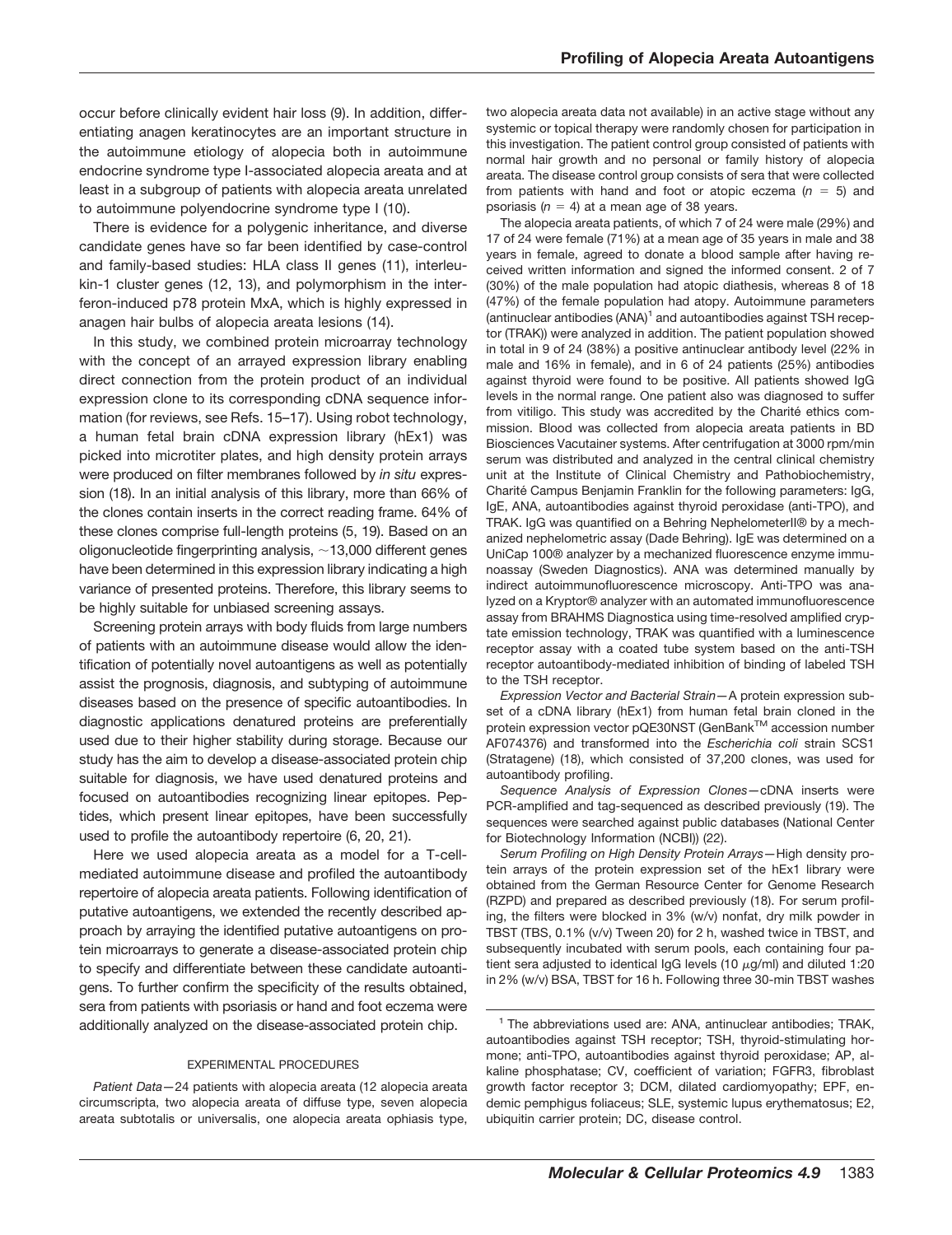occur before clinically evident hair loss (9). In addition, differentiating anagen keratinocytes are an important structure in the autoimmune etiology of alopecia both in autoimmune endocrine syndrome type I-associated alopecia areata and at least in a subgroup of patients with alopecia areata unrelated to autoimmune polyendocrine syndrome type I (10).

There is evidence for a polygenic inheritance, and diverse candidate genes have so far been identified by case-control and family-based studies: HLA class II genes (11), interleukin-1 cluster genes (12, 13), and polymorphism in the interferon-induced p78 protein MxA, which is highly expressed in anagen hair bulbs of alopecia areata lesions (14).

In this study, we combined protein microarray technology with the concept of an arrayed expression library enabling direct connection from the protein product of an individual expression clone to its corresponding cDNA sequence information (for reviews, see Refs. 15–17). Using robot technology, a human fetal brain cDNA expression library (hEx1) was picked into microtiter plates, and high density protein arrays were produced on filter membranes followed by *in situ* expression (18). In an initial analysis of this library, more than 66% of the clones contain inserts in the correct reading frame. 64% of these clones comprise full-length proteins (5, 19). Based on an oligonucleotide fingerprinting analysis, ~13,000 different genes have been determined in this expression library indicating a high variance of presented proteins. Therefore, this library seems to be highly suitable for unbiased screening assays.

Screening protein arrays with body fluids from large numbers of patients with an autoimmune disease would allow the identification of potentially novel autoantigens as well as potentially assist the prognosis, diagnosis, and subtyping of autoimmune diseases based on the presence of specific autoantibodies. In diagnostic applications denatured proteins are preferentially used due to their higher stability during storage. Because our study has the aim to develop a disease-associated protein chip suitable for diagnosis, we have used denatured proteins and focused on autoantibodies recognizing linear epitopes. Peptides, which present linear epitopes, have been successfully used to profile the autoantibody repertoire (6, 20, 21).

Here we used alopecia areata as a model for a T-cell-mediated autoimmune disease and profiled the autoantibody repertoire of alopecia areata patients. Following identification of putative autoantigens, we extended the recently described approach by arraying the identified putative autoantigens on protein microarrays to generate a disease-associated protein chip to specify and differentiate between these candidate autoantigens. To further confirm the specificity of the results obtained, sera from patients with psoriasis or hand and foot eczema were additionally analyzed on the disease-associated protein chip.

## EXPERIMENTAL PROCEDURES

*Patient Data*—24 patients with alopecia areata (12 alopecia areata circumscripta, two alopecia areata of diffuse type, seven alopecia areata subtotalis or universalis, one alopecia areata ophiasis type, two alopecia areata data not available) in an active stage without any systemic or topical therapy were randomly chosen for participation in this investigation. The patient control group consisted of patients with normal hair growth and no personal or family history of alopecia areata. The disease control group consists of sera that were collected from patients with hand and foot or atopic eczema ($n = 5$) and psoriasis ($n = 4$) at a mean age of 38 years.

The alopecia areata patients, of which 7 of 24 were male (29%) and 17 of 24 were female (71%) at a mean age of 35 years in male and 38 years in female, agreed to donate a blood sample after having received written information and signed the informed consent. 2 of 7 (30%) of the male population had atopic diathesis, whereas 8 of 18 (47%) of the female population had atopy. Autoimmune parameters (antinuclear antibodies (ANA)[1] and autoantibodies against TSH receptor (TRAK)) were analyzed in addition. The patient population showed in total in 9 of 24 (38%) a positive antinuclear antibody level (22% in male and 16% in female), and in 6 of 24 patients (25%) antibodies against thyroid were found to be positive. All patients showed IgG levels in the normal range. One patient also was diagnosed to suffer from vitiligo. This study was accredited by the Charité ethics commission. Blood was collected from alopecia areata patients in BD Biosciences Vacutainer systems. After centrifugation at 3000 rpm/min serum was distributed and analyzed in the central clinical chemistry unit at the Institute of Clinical Chemistry and Pathobiochemistry, Charité Campus Benjamin Franklin for the following parameters: IgG, IgE, ANA, autoantibodies against thyroid peroxidase (anti-TPO), and TRAK. IgG was quantified on a Behring NephelometerII® by a mechanized nephelometric assay (Dade Behring). IgE was determined on a UniCap 100® analyzer by a mechanized fluorescence enzyme immunoassay (Sweden Diagnostics). ANA was determined manually by indirect autoimmunofluorescence microscopy. Anti-TPO was analyzed on a Kryptor® analyzer with an automated immunofluorescence assay from BRAHMS Diagnostica using time-resolved amplified cryptate emission technology, TRAK was quantified with a luminescence receptor assay with a coated tube system based on the anti-TSH receptor autoantibody-mediated inhibition of binding of labeled TSH to the TSH receptor.

*Expression Vector and Bacterial Strain*—A protein expression subset of a cDNA library (hEx1) from human fetal brain cloned in the protein expression vector pQE30NST (GenBank™ accession number AF074376) and transformed into the *Escherichia coli* strain SCS1 (Stratagene) (18), which consisted of 37,200 clones, was used for autoantibody profiling.

*Sequence Analysis of Expression Clones*—cDNA inserts were PCR-amplified and tag-sequenced as described previously (19). The sequences were searched against public databases (National Center for Biotechnology Information (NCBI)) (22).

*Serum Profiling on High Density Protein Arrays*—High density protein arrays of the protein expression set of the hEx1 library were obtained from the German Resource Center for Genome Research (RZPD) and prepared as described previously (18). For serum profiling, the filters were blocked in 3% (w/v) nonfat, dry milk powder in TBST (TBS, 0.1% (v/v) Tween 20) for 2 h, washed twice in TBST, and subsequently incubated with serum pools, each containing four patient sera adjusted to identical IgG levels (10 $\mu$g/ml) and diluted 1:20 in 2% (w/v) BSA, TBST for 16 h. Following three 30-min TBST washes

[1] The abbreviations used are: ANA, antinuclear antibodies; TRAK, autoantibodies against TSH receptor; TSH, thyroid-stimulating hormone; anti-TPO, autoantibodies against thyroid peroxidase; AP, alkaline phosphatase; CV, coefficient of variation; FGFR3, fibroblast growth factor receptor 3; DCM, dilated cardiomyopathy; EPF, endemic pemphigus foliaceus; SLE, systemic lupus erythematosus; E2, ubiquitin carrier protein; DC, disease control.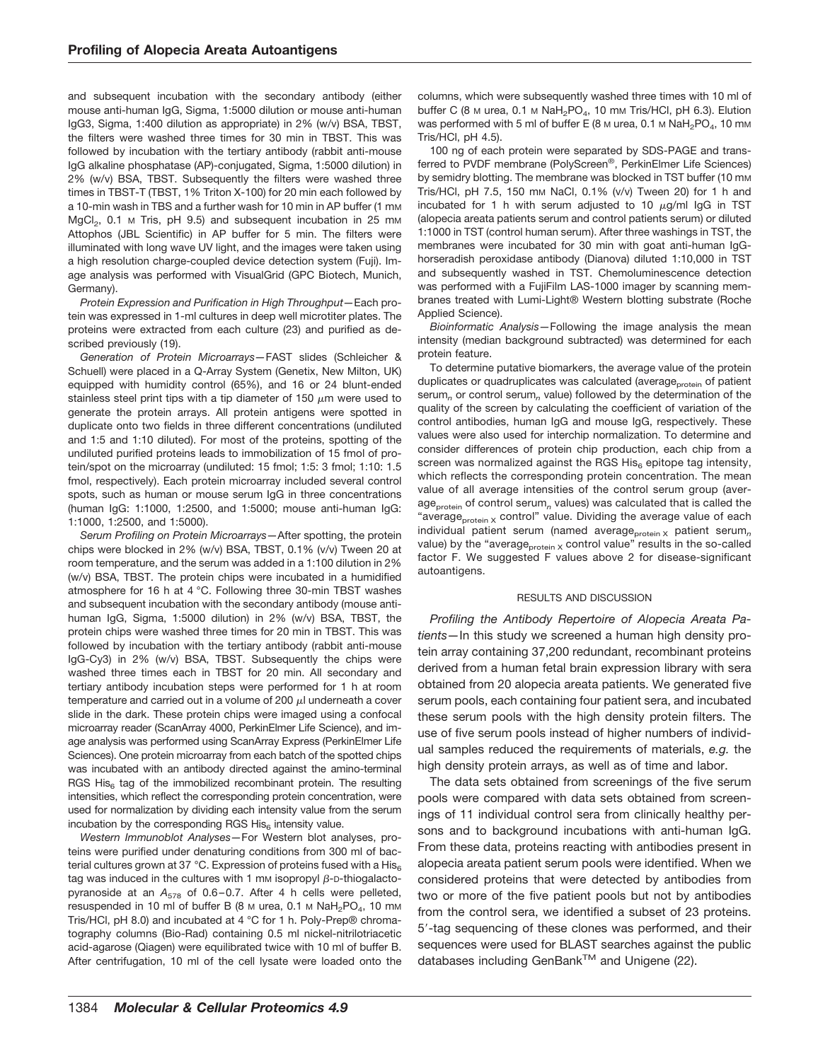and subsequent incubation with the secondary antibody (either mouse anti-human IgG, Sigma, 1:5000 dilution or mouse anti-human IgG3, Sigma, 1:400 dilution as appropriate) in 2% (w/v) BSA, TBST, the filters were washed three times for 30 min in TBST. This was followed by incubation with the tertiary antibody (rabbit anti-mouse IgG alkaline phosphatase (AP)-conjugated, Sigma, 1:5000 dilution) in 2% (w/v) BSA, TBST. Subsequently the filters were washed three times in TBST-T (TBST, 1% Triton X-100) for 20 min each followed by a 10-min wash in TBS and a further wash for 10 min in AP buffer (1 mM $MgCl_2$, 0.1 M Tris, pH 9.5) and subsequent incubation in 25 mM Attophos (JBL Scientific) in AP buffer for 5 min. The filters were illuminated with long wave UV light, and the images were taken using a high resolution charge-coupled device detection system (Fuji). Image analysis was performed with VisualGrid (GPC Biotech, Munich, Germany).

*Protein Expression and Purification in High Throughput*—Each protein was expressed in 1-ml cultures in deep well microtiter plates. The proteins were extracted from each culture (23) and purified as described previously (19).

*Generation of Protein Microarrays*—FAST slides (Schleicher & Schuell) were placed in a Q-Array System (Genetix, New Milton, UK) equipped with humidity control (65%), and 16 or 24 blunt-ended stainless steel print tips with a tip diameter of 150 $\mu$m were used to generate the protein arrays. All protein antigens were spotted in duplicate onto two fields in three different concentrations (undiluted and 1:5 and 1:10 diluted). For most of the proteins, spotting of the undiluted purified proteins leads to immobilization of 15 fmol of protein/spot on the microarray (undiluted: 15 fmol; 1:5: 3 fmol; 1:10: 1.5 fmol, respectively). Each protein microarray included several control spots, such as human or mouse serum IgG in three concentrations (human IgG: 1:1000, 1:2500, and 1:5000; mouse anti-human IgG: 1:1000, 1:2500, and 1:5000).

*Serum Profiling on Protein Microarrays*—After spotting, the protein chips were blocked in 2% (w/v) BSA, TBST, 0.1% (v/v) Tween 20 at room temperature, and the serum was added in a 1:100 dilution in 2% (w/v) BSA, TBST. The protein chips were incubated in a humidified atmosphere for 16 h at 4 °C. Following three 30-min TBST washes and subsequent incubation with the secondary antibody (mouse anti-human IgG, Sigma, 1:5000 dilution) in 2% (w/v) BSA, TBST, the protein chips were washed three times for 20 min in TBST. This was followed by incubation with the tertiary antibody (rabbit anti-mouse IgG-Cy3) in 2% (w/v) BSA, TBST. Subsequently the chips were washed three times each in TBST for 20 min. All secondary and tertiary antibody incubation steps were performed for 1 h at room temperature and carried out in a volume of 200 $\mu$l underneath a cover slide in the dark. These protein chips were imaged using a confocal microarray reader (ScanArray 4000, PerkinElmer Life Science), and image analysis was performed using ScanArray Express (PerkinElmer Life Sciences). One protein microarray from each batch of the spotted chips was incubated with an antibody directed against the amino-terminal RGS $His_6$ tag of the immobilized recombinant protein. The resulting intensities, which reflect the corresponding protein concentration, were used for normalization by dividing each intensity value from the serum incubation by the corresponding RGS $His_6$ intensity value.

*Western Immunoblot Analyses*—For Western blot analyses, proteins were purified under denaturing conditions from 300 ml of bacterial cultures grown at 37 °C. Expression of proteins fused with a $His_6$ tag was induced in the cultures with 1 mM isopropyl $\beta$-D-thiogalactopyranoside at an $A_{578}$ of 0.6–0.7. After 4 h cells were pelleted, resuspended in 10 ml of buffer B (8 M urea, 0.1 M $NaH_2PO_4$, 10 mM Tris/HCl, pH 8.0) and incubated at 4 °C for 1 h. Poly-Prep® chromatography columns (Bio-Rad) containing 0.5 ml nickel-nitrilotriacetic acid-agarose (Qiagen) were equilibrated twice with 10 ml of buffer B. After centrifugation, 10 ml of the cell lysate were loaded onto the columns, which were subsequently washed three times with 10 ml of buffer C (8 M urea, 0.1 M $NaH_2PO_4$, 10 mM Tris/HCl, pH 6.3). Elution was performed with 5 ml of buffer E (8 M urea, 0.1 M $NaH_2PO_4$, 10 mM Tris/HCl, pH 4.5).

100 ng of each protein were separated by SDS-PAGE and transferred to PVDF membrane (PolyScreen®, PerkinElmer Life Sciences) by semidry blotting. The membrane was blocked in TST buffer (10 mM Tris/HCl, pH 7.5, 150 mM NaCl, 0.1% (v/v) Tween 20) for 1 h and incubated for 1 h with serum adjusted to 10 $\mu$g/ml IgG in TST (alopecia areata patients serum and control patients serum) or diluted 1:1000 in TST (control human serum). After three washings in TST, the membranes were incubated for 30 min with goat anti-human IgG-horseradish peroxidase antibody (Dianova) diluted 1:10,000 in TST and subsequently washed in TST. Chemoluminescence detection was performed with a FujiFilm LAS-1000 imager by scanning membranes treated with Lumi-Light® Western blotting substrate (Roche Applied Science).

*Bioinformatic Analysis*—Following the image analysis the mean intensity (median background subtracted) was determined for each protein feature.

To determine putative biomarkers, the average value of the protein duplicates or quadruplicates was calculated (average$_{protein}$ of patient serum$_n$ or control serum$_n$ value) followed by the determination of the quality of the screen by calculating the coefficient of variation of the control antibodies, human IgG and mouse IgG, respectively. These values were also used for interchip normalization. To determine and consider differences of protein chip production, each chip from a screen was normalized against the RGS $His_6$ epitope tag intensity, which reflects the corresponding protein concentration. The mean value of all average intensities of the control serum group (average$_{protein}$ of control serum$_n$ values) was calculated that is called the "average$_{protein\ X}$ control" value. Dividing the average value of each individual patient serum (named average$_{protein\ X}$ patient serum$_n$ value) by the "average$_{protein\ X}$ control value" results in the so-called factor F. We suggested F values above 2 for disease-significant autoantigens.

## RESULTS AND DISCUSSION

*Profiling the Antibody Repertoire of Alopecia Areata Patients*—In this study we screened a human high density protein array containing 37,200 redundant, recombinant proteins derived from a human fetal brain expression library with sera obtained from 20 alopecia areata patients. We generated five serum pools, each containing four patient sera, and incubated these serum pools with the high density protein filters. The use of five serum pools instead of higher numbers of individual samples reduced the requirements of materials, *e.g.* the high density protein arrays, as well as of time and labor.

The data sets obtained from screenings of the five serum pools were compared with data sets obtained from screenings of 11 individual control sera from clinically healthy persons and to background incubations with anti-human IgG. From these data, proteins reacting with antibodies present in alopecia areata patient serum pools were identified. When we considered proteins that were detected by antibodies from two or more of the five patient pools but not by antibodies from the control sera, we identified a subset of 23 proteins. 5′-tag sequencing of these clones was performed, and their sequences were used for BLAST searches against the public databases including GenBank™ and Unigene (22).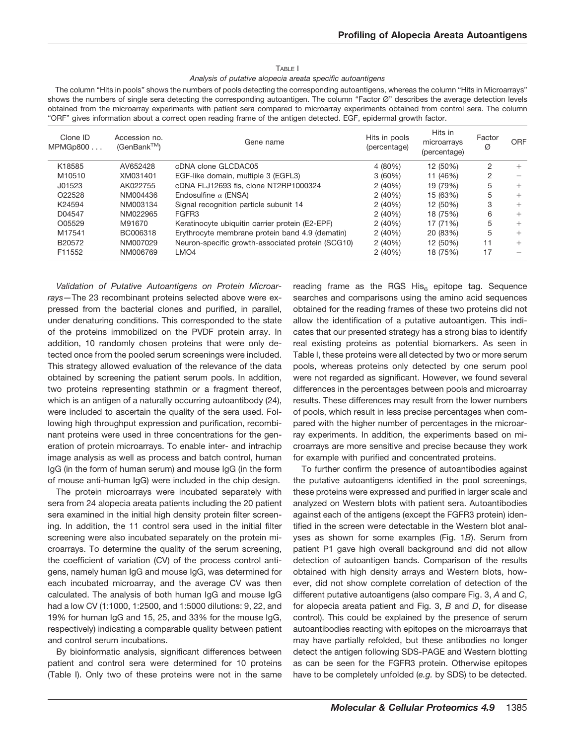TABLE I

*Analysis of putative alopecia areata specific autoantigens*

The column "Hits in pools" shows the numbers of pools detecting the corresponding autoantigens, whereas the column "Hits in Microarrays" shows the numbers of single sera detecting the corresponding autoantigen. The column "Factor Ø" describes the average detection levels obtained from the microarray experiments with patient sera compared to microarray experiments obtained from control sera. The column "ORF" gives information about a correct open reading frame of the antigen detected. EGF, epidermal growth factor.

| Clone ID MPMGp800 . . . | Accession no. (GenBank™) | Gene name | Hits in pools (percentage) | Hits in microarrays (percentage) | Factor Ø | ORF |
|---|---|---|---|---|---|---|
| K18585 | AV652428 | cDNA clone GLCDAC05 | 4 (80%) | 12 (50%) | 2 | + |
| M10510 | XM031401 | EGF-like domain, multiple 3 (EGFL3) | 3 (60%) | 11 (46%) | 2 | − |
| J01523 | AK022755 | cDNA FLJ12693 fis, clone NT2RP1000324 | 2 (40%) | 19 (79%) | 5 | + |
| O22528 | NM004436 | Endosulfine α (ENSA) | 2 (40%) | 15 (63%) | 5 | + |
| K24594 | NM003134 | Signal recognition particle subunit 14 | 2 (40%) | 12 (50%) | 3 | + |
| D04547 | NM022965 | FGFR3 | 2 (40%) | 18 (75%) | 6 | + |
| O05529 | M91670 | Keratinocyte ubiquitin carrier protein (E2-EPF) | 2 (40%) | 17 (71%) | 5 | + |
| M17541 | BC006318 | Erythrocyte membrane protein band 4.9 (dematin) | 2 (40%) | 20 (83%) | 5 | + |
| B20572 | NM007029 | Neuron-specific growth-associated protein (SCG10) | 2 (40%) | 12 (50%) | 11 | + |
| F11552 | NM006769 | LMO4 | 2 (40%) | 18 (75%) | 17 | − |

*Validation of Putative Autoantigens on Protein Microarrays*—The 23 recombinant proteins selected above were expressed from the bacterial clones and purified, in parallel, under denaturing conditions. This corresponded to the state of the proteins immobilized on the PVDF protein array. In addition, 10 randomly chosen proteins that were only detected once from the pooled serum screenings were included. This strategy allowed evaluation of the relevance of the data obtained by screening the patient serum pools. In addition, two proteins representing stathmin or a fragment thereof, which is an antigen of a naturally occurring autoantibody (24), were included to ascertain the quality of the sera used. Following high throughput expression and purification, recombinant proteins were used in three concentrations for the generation of protein microarrays. To enable inter- and intrachip image analysis as well as process and batch control, human IgG (in the form of human serum) and mouse IgG (in the form of mouse anti-human IgG) were included in the chip design.

The protein microarrays were incubated separately with sera from 24 alopecia areata patients including the 20 patient sera examined in the initial high density protein filter screening. In addition, the 11 control sera used in the initial filter screening were also incubated separately on the protein microarrays. To determine the quality of the serum screening, the coefficient of variation (CV) of the process control antigens, namely human IgG and mouse IgG, was determined for each incubated microarray, and the average CV was then calculated. The analysis of both human IgG and mouse IgG had a low CV (1:1000, 1:2500, and 1:5000 dilutions: 9, 22, and 19% for human IgG and 15, 25, and 33% for the mouse IgG, respectively) indicating a comparable quality between patient and control serum incubations.

By bioinformatic analysis, significant differences between patient and control sera were determined for 10 proteins (Table I). Only two of these proteins were not in the same reading frame as the RGS $His_6$ epitope tag. Sequence searches and comparisons using the amino acid sequences obtained for the reading frames of these two proteins did not allow the identification of a putative autoantigen. This indicates that our presented strategy has a strong bias to identify real existing proteins as potential biomarkers. As seen in Table I, these proteins were all detected by two or more serum pools, whereas proteins only detected by one serum pool were not regarded as significant. However, we found several differences in the percentages between pools and microarray results. These differences may result from the lower numbers of pools, which result in less precise percentages when compared with the higher number of percentages in the microarray experiments. In addition, the experiments based on microarrays are more sensitive and precise because they work for example with purified and concentrated proteins.

To further confirm the presence of autoantibodies against the putative autoantigens identified in the pool screenings, these proteins were expressed and purified in larger scale and analyzed on Western blots with patient sera. Autoantibodies against each of the antigens (except the FGFR3 protein) identified in the screen were detectable in the Western blot analyses as shown for some examples (Fig. 1*B*). Serum from patient P1 gave high overall background and did not allow detection of autoantigen bands. Comparison of the results obtained with high density arrays and Western blots, however, did not show complete correlation of detection of the different putative autoantigens (also compare Fig. 3, *A* and *C*, for alopecia areata patient and Fig. 3, *B* and *D*, for disease control). This could be explained by the presence of serum autoantibodies reacting with epitopes on the microarrays that may have partially refolded, but these antibodies no longer detect the antigen following SDS-PAGE and Western blotting as can be seen for the FGFR3 protein. Otherwise epitopes have to be completely unfolded (*e.g.* by SDS) to be detected.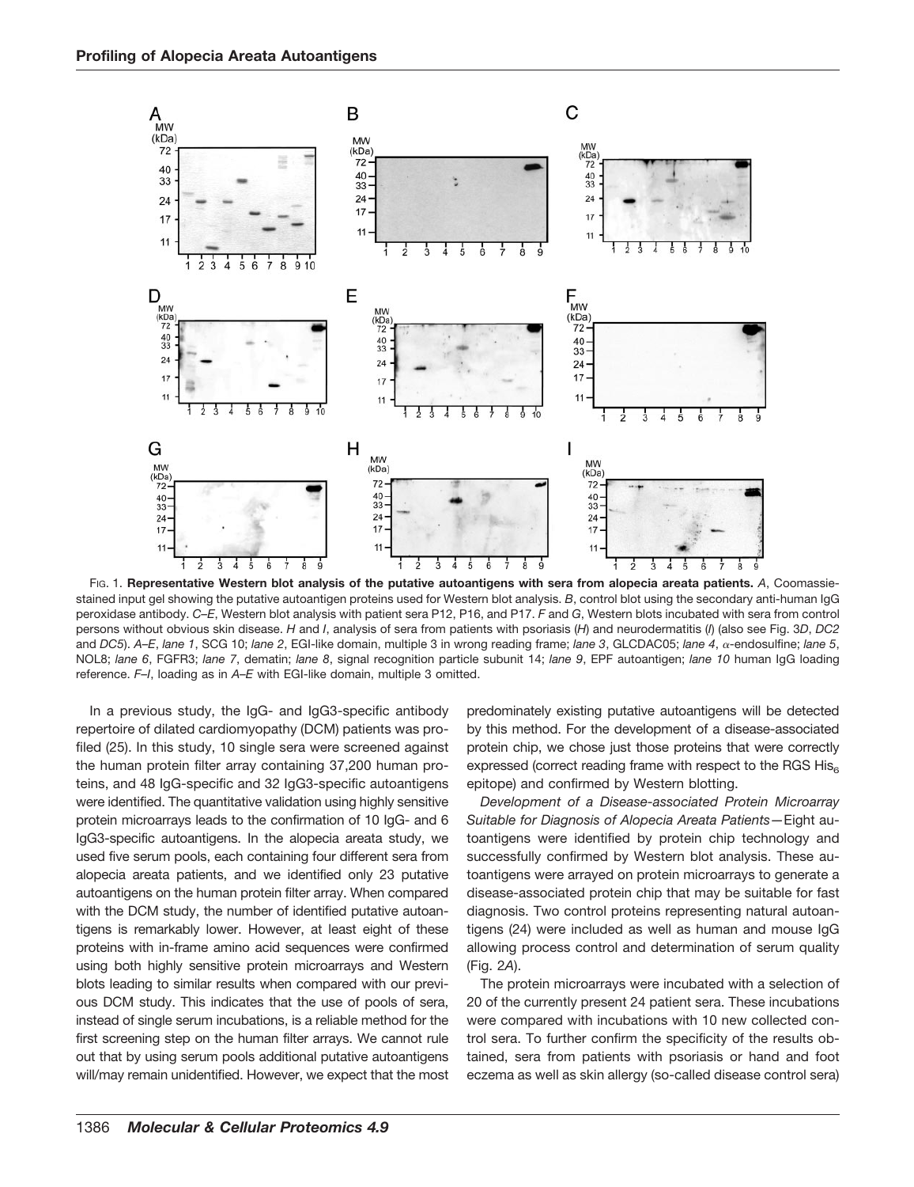FIG. 1. **Representative Western blot analysis of the putative autoantigens with sera from alopecia areata patients.** *A*, Coomassie-stained input gel showing the putative autoantigen proteins used for Western blot analysis. *B*, control blot using the secondary anti-human IgG peroxidase antibody. *C–E*, Western blot analysis with patient sera P12, P16, and P17. *F* and *G*, Western blots incubated with sera from control persons without obvious skin disease. *H* and *I*, analysis of sera from patients with psoriasis (*H*) and neurodermatitis (*I*) (also see Fig. 3*D*, *DC2* and *DC5*). *A–E*, *lane 1*, SCG 10; *lane 2*, EGI-like domain, multiple 3 in wrong reading frame; *lane 3*, GLCDAC05; *lane 4*, α-endosulfine; *lane 5*, NOL8; *lane 6*, FGFR3; *lane 7*, dematin; *lane 8*, signal recognition particle subunit 14; *lane 9*, EPF autoantigen; *lane 10* human IgG loading reference. *F–I*, loading as in *A–E* with EGI-like domain, multiple 3 omitted.

In a previous study, the IgG- and IgG3-specific antibody repertoire of dilated cardiomyopathy (DCM) patients was profiled (25). In this study, 10 single sera were screened against the human protein filter array containing 37,200 human proteins, and 48 IgG-specific and 32 IgG3-specific autoantigens were identified. The quantitative validation using highly sensitive protein microarrays leads to the confirmation of 10 IgG- and 6 IgG3-specific autoantigens. In the alopecia areata study, we used five serum pools, each containing four different sera from alopecia areata patients, and we identified only 23 putative autoantigens on the human protein filter array. When compared with the DCM study, the number of identified putative autoantigens is remarkably lower. However, at least eight of these proteins with in-frame amino acid sequences were confirmed using both highly sensitive protein microarrays and Western blots leading to similar results when compared with our previous DCM study. This indicates that the use of pools of sera, instead of single serum incubations, is a reliable method for the first screening step on the human filter arrays. We cannot rule out that by using serum pools additional putative autoantigens will/may remain unidentified. However, we expect that the most predominately existing putative autoantigens will be detected by this method. For the development of a disease-associated protein chip, we chose just those proteins that were correctly expressed (correct reading frame with respect to the RGS $His_6$ epitope) and confirmed by Western blotting.

*Development of a Disease-associated Protein Microarray Suitable for Diagnosis of Alopecia Areata Patients*—Eight autoantigens were identified by protein chip technology and successfully confirmed by Western blot analysis. These autoantigens were arrayed on protein microarrays to generate a disease-associated protein chip that may be suitable for fast diagnosis. Two control proteins representing natural autoantigens (24) were included as well as human and mouse IgG allowing process control and determination of serum quality (Fig. 2*A*).

The protein microarrays were incubated with a selection of 20 of the currently present 24 patient sera. These incubations were compared with incubations with 10 new collected control sera. To further confirm the specificity of the results obtained, sera from patients with psoriasis or hand and foot eczema as well as skin allergy (so-called disease control sera)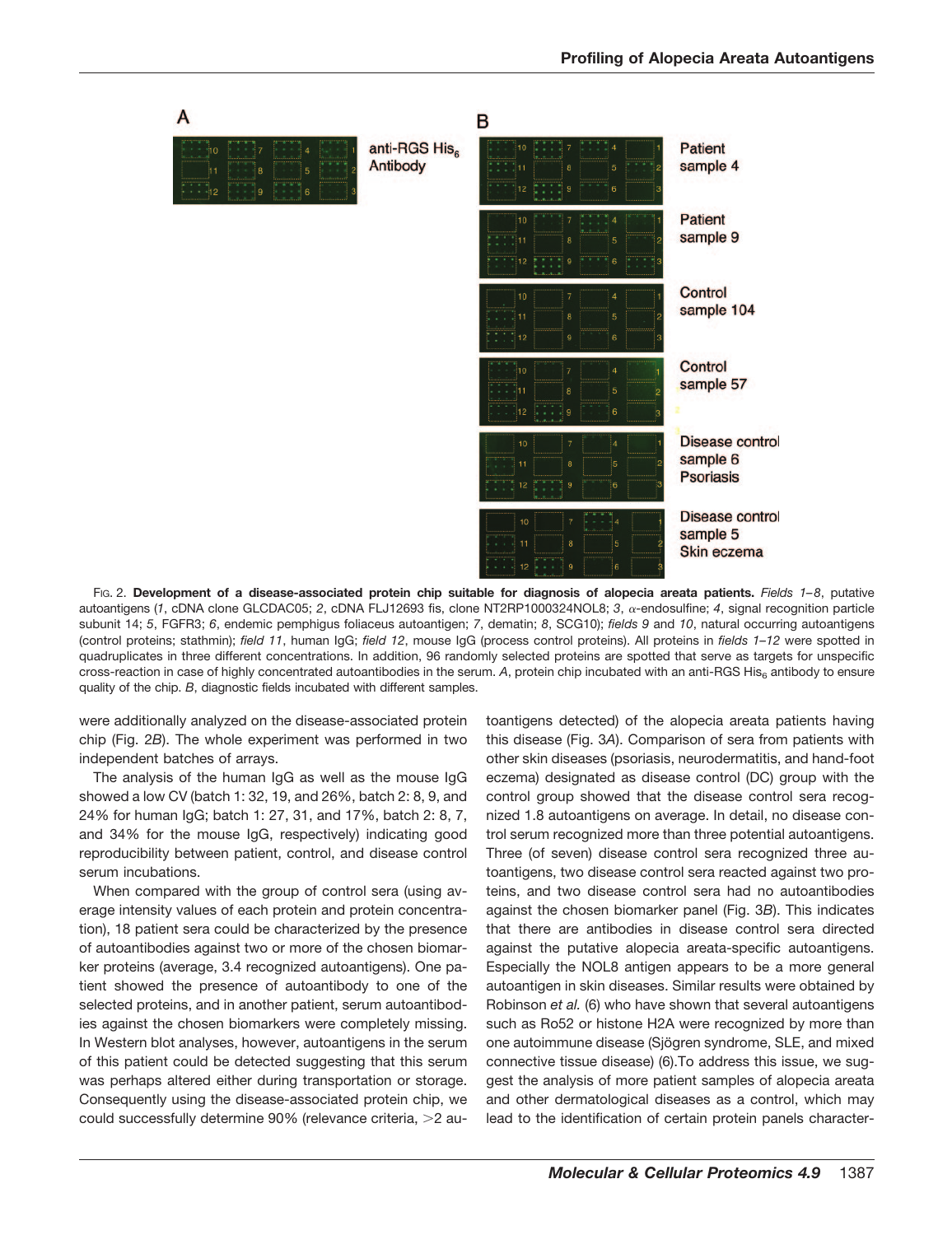Fig. 2. **Development of a disease-associated protein chip suitable for diagnosis of alopecia areata patients.** *Fields 1–8*, putative autoantigens (*1*, cDNA clone GLCDAC05; *2*, cDNA FLJ12693 fis, clone NT2RP1000324NOL8; *3*, α-endosulfine; *4*, signal recognition particle subunit 14; *5*, FGFR3; *6*, endemic pemphigus foliaceus autoantigen; *7*, dematin; *8*, SCG10); *fields 9* and *10*, natural occurring autoantigens (control proteins; stathmin); *field 11*, human IgG; *field 12*, mouse IgG (process control proteins). All proteins in *fields 1–12* were spotted in quadruplicates in three different concentrations. In addition, 96 randomly selected proteins are spotted that serve as targets for unspecific cross-reaction in case of highly concentrated autoantibodies in the serum. *A*, protein chip incubated with an anti-RGS $His_6$ antibody to ensure quality of the chip. *B*, diagnostic fields incubated with different samples.

were additionally analyzed on the disease-associated protein chip (Fig. 2*B*). The whole experiment was performed in two independent batches of arrays.

The analysis of the human IgG as well as the mouse IgG showed a low CV (batch 1: 32, 19, and 26%, batch 2: 8, 9, and 24% for human IgG; batch 1: 27, 31, and 17%, batch 2: 8, 7, and 34% for the mouse IgG, respectively) indicating good reproducibility between patient, control, and disease control serum incubations.

When compared with the group of control sera (using average intensity values of each protein and protein concentration), 18 patient sera could be characterized by the presence of autoantibodies against two or more of the chosen biomarker proteins (average, 3.4 recognized autoantigens). One patient showed the presence of autoantibody to one of the selected proteins, and in another patient, serum autoantibodies against the chosen biomarkers were completely missing. In Western blot analyses, however, autoantigens in the serum of this patient could be detected suggesting that this serum was perhaps altered either during transportation or storage. Consequently using the disease-associated protein chip, we could successfully determine 90% (relevance criteria, >2 autoantigens detected) of the alopecia areata patients having this disease (Fig. 3*A*). Comparison of sera from patients with other skin diseases (psoriasis, neurodermatitis, and hand-foot eczema) designated as disease control (DC) group with the control group showed that the disease control sera recognized 1.8 autoantigens on average. In detail, no disease control serum recognized more than three potential autoantigens. Three (of seven) disease control sera recognized three autoantigens, two disease control sera reacted against two proteins, and two disease control sera had no autoantibodies against the chosen biomarker panel (Fig. 3*B*). This indicates that there are antibodies in disease control sera directed against the putative alopecia areata-specific autoantigens. Especially the NOL8 antigen appears to be a more general autoantigen in skin diseases. Similar results were obtained by Robinson *et al.* (6) who have shown that several autoantigens such as Ro52 or histone H2A were recognized by more than one autoimmune disease (Sjögren syndrome, SLE, and mixed connective tissue disease) (6).To address this issue, we suggest the analysis of more patient samples of alopecia areata and other dermatological diseases as a control, which may lead to the identification of certain protein panels character-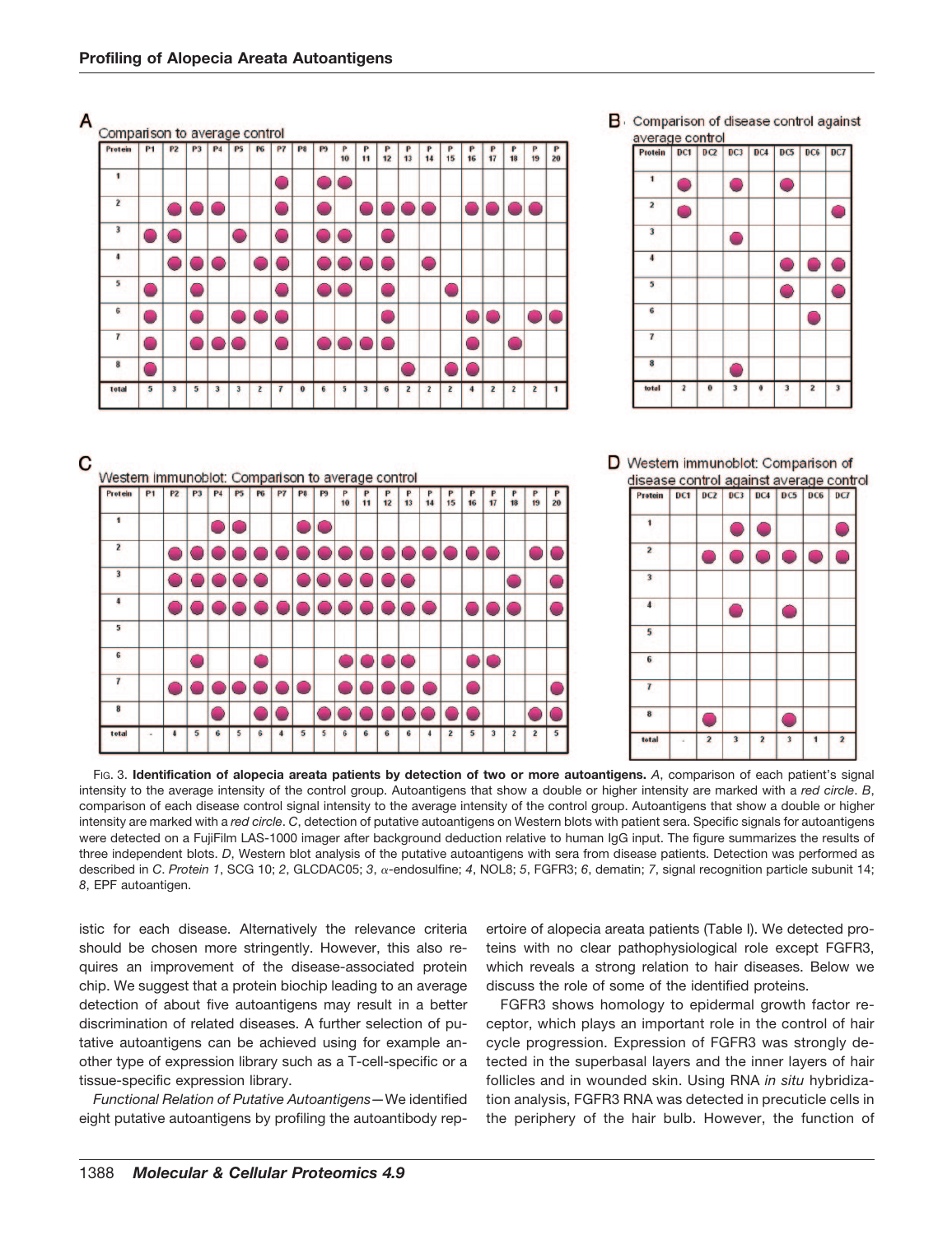**A** Comparison to average control

| Protein | P1 | P2 | P3 | P4 | P5 | P6 | P7 | P8 | P9 | P 10 | P 11 | P 12 | P 13 | P 14 | P 15 | P 16 | P 17 | P 18 | P 19 | P 20 |
|---|---|---|---|---|---|---|---|---|---|---|---|---|---|---|---|---|---|---|---|---|
| 1 | | | | | | | ● | | ● | ● | | | | | | | | | | |
| 2 | | ● | ● | ● | | | ● | | ● | | ● | ● | ● | ● | | ● | ● | ● | ● | |
| 3 | ● | ● | | | ● | | ● | | ● | ● | | ● | | | | | | | | |
| 4 | | ● | ● | ● | | ● | ● | | ● | ● | ● | ● | | ● | | | | | | |
| 5 | ● | | ● | | | | ● | | ● | ● | | ● | | | ● | | | | | |
| 6 | ● | | ● | | ● | ● | ● | | | | | ● | | | | ● | ● | | ● | ● |
| 7 | ● | | ● | ● | ● | | ● | | ● | ● | ● | ● | | | | ● | | ● | | |
| 8 | ● | | | | | | | | | | | | ● | | ● | ● | | | | |
| total | 5 | 3 | 5 | 3 | 3 | 2 | 7 | 0 | 6 | 5 | 3 | 6 | 2 | 2 | 2 | 4 | 2 | 2 | 2 | 1 |

**B** Comparison of disease control against average control

| Protein | DC1 | DC2 | DC3 | DC4 | DC5 | DC6 | DC7 |
|---|---|---|---|---|---|---|---|
| 1 | ● | | ● | | ● | | |
| 2 | ● | | | | | | ● |
| 3 | | | ● | | | | |
| 4 | | | | | ● | ● | ● |
| 5 | | | | | ● | | ● |
| 6 | | | | | | ● | |
| 7 | | | | | | | |
| 8 | | | ● | | | | |
| total | 2 | 0 | 3 | 0 | 3 | 2 | 3 |

**C** Western immunoblot: Comparison to average control

| Protein | P1 | P2 | P3 | P4 | P5 | P6 | P7 | P8 | P9 | P 10 | P 11 | P 12 | P 13 | P 14 | P 15 | P 16 | P 17 | P 18 | P 19 | P 20 |
|---|---|---|---|---|---|---|---|---|---|---|---|---|---|---|---|---|---|---|---|---|
| 1 | | | | ● | ● | | | ● | ● | | | | | | | | | | | |
| 2 | | ● | ● | ● | ● | ● | ● | ● | ● | ● | ● | ● | ● | ● | ● | ● | ● | | ● | ● |
| 3 | | ● | ● | ● | ● | ● | | ● | ● | ● | ● | ● | ● | | | | | ● | | ● |
| 4 | | ● | ● | ● | ● | ● | ● | ● | ● | ● | ● | ● | ● | ● | | ● | ● | ● | | ● |
| 5 | | | | | | | | | | | | | | | | | | | | |
| 6 | | | ● | | | ● | | | | ● | ● | ● | ● | | | ● | ● | | | |
| 7 | | ● | ● | ● | ● | ● | ● | ● | | ● | ● | ● | ● | ● | | ● | | | | ● |
| 8 | | | | ● | | ● | ● | | ● | ● | ● | ● | ● | ● | ● | ● | | | ● | ● |
| total | - | 4 | 5 | 6 | 5 | 6 | 4 | 5 | 5 | 6 | 6 | 6 | 6 | 4 | 2 | 5 | 3 | 2 | 2 | 5 |

**D** Western immunoblot: Comparison of disease control against average control

| Protein | DC1 | DC2 | DC3 | DC4 | DC5 | DC6 | DC7 |
|---|---|---|---|---|---|---|---|
| 1 | | | ● | ● | | | ● |
| 2 | | ● | ● | ● | ● | ● | ● |
| 3 | | | | | | | |
| 4 | | | ● | | ● | | |
| 5 | | | | | | | |
| 6 | | | | | | | |
| 7 | | | | | | | |
| 8 | | ● | | | ● | | |
| total | - | 2 | 3 | 2 | 3 | 1 | 2 |

FIG. 3. **Identification of alopecia areata patients by detection of two or more autoantigens.** *A*, comparison of each patient's signal intensity to the average intensity of the control group. Autoantigens that show a double or higher intensity are marked with a *red circle*. *B*, comparison of each disease control signal intensity to the average intensity of the control group. Autoantigens that show a double or higher intensity are marked with a *red circle*. *C*, detection of putative autoantigens on Western blots with patient sera. Specific signals for autoantigens were detected on a FujiFilm LAS-1000 imager after background deduction relative to human IgG input. The figure summarizes the results of three independent blots. *D*, Western blot analysis of the putative autoantigens with sera from disease patients. Detection was performed as described in *C*. *Protein 1*, SCG 10; *2*, GLCDAC05; *3*, α-endosulfine; *4*, NOL8; *5*, FGFR3; *6*, dematin; *7*, signal recognition particle subunit 14; *8*, EPF autoantigen.

istic for each disease. Alternatively the relevance criteria should be chosen more stringently. However, this also requires an improvement of the disease-associated protein chip. We suggest that a protein biochip leading to an average detection of about five autoantigens may result in a better discrimination of related diseases. A further selection of putative autoantigens can be achieved using for example another type of expression library such as a T-cell-specific or a tissue-specific expression library.

*Functional Relation of Putative Autoantigens*—We identified eight putative autoantigens by profiling the autoantibody repertoire of alopecia areata patients (Table I). We detected proteins with no clear pathophysiological role except FGFR3, which reveals a strong relation to hair diseases. Below we discuss the role of some of the identified proteins.

FGFR3 shows homology to epidermal growth factor receptor, which plays an important role in the control of hair cycle progression. Expression of FGFR3 was strongly detected in the superbasal layers and the inner layers of hair follicles and in wounded skin. Using RNA *in situ* hybridization analysis, FGFR3 RNA was detected in precuticle cells in the periphery of the hair bulb. However, the function of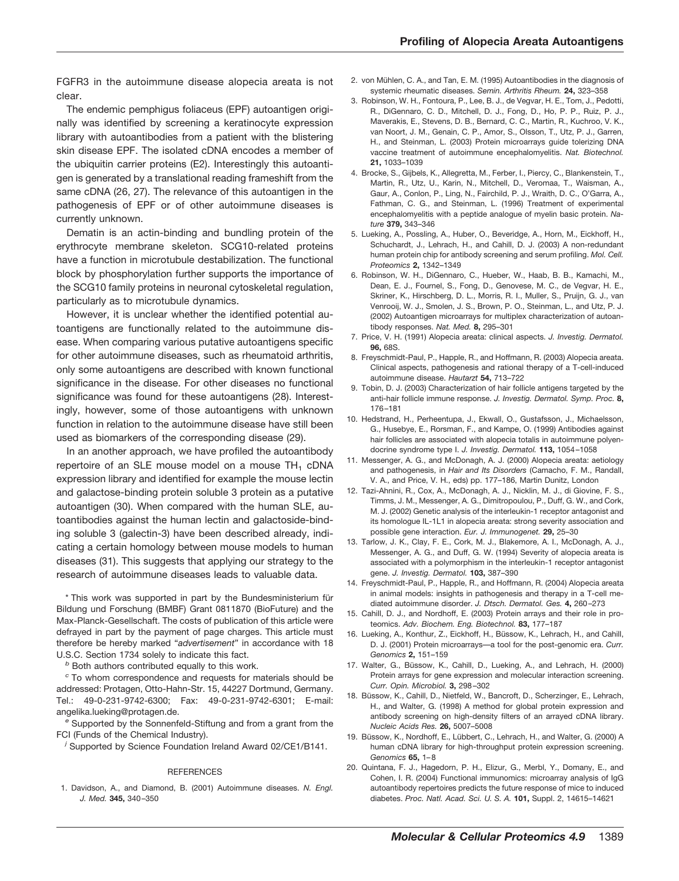FGFR3 in the autoimmune disease alopecia areata is not clear.

The endemic pemphigus foliaceus (EPF) autoantigen originally was identified by screening a keratinocyte expression library with autoantibodies from a patient with the blistering skin disease EPF. The isolated cDNA encodes a member of the ubiquitin carrier proteins (E2). Interestingly this autoantigen is generated by a translational reading frameshift from the same cDNA (26, 27). The relevance of this autoantigen in the pathogenesis of EPF or of other autoimmune diseases is currently unknown.

Dematin is an actin-binding and bundling protein of the erythrocyte membrane skeleton. SCG10-related proteins have a function in microtubule destabilization. The functional block by phosphorylation further supports the importance of the SCG10 family proteins in neuronal cytoskeletal regulation, particularly as to microtubule dynamics.

However, it is unclear whether the identified potential autoantigens are functionally related to the autoimmune disease. When comparing various putative autoantigens specific for other autoimmune diseases, such as rheumatoid arthritis, only some autoantigens are described with known functional significance in the disease. For other diseases no functional significance was found for these autoantigens (28). Interestingly, however, some of those autoantigens with unknown function in relation to the autoimmune disease have still been used as biomarkers of the corresponding disease (29).

In an another approach, we have profiled the autoantibody repertoire of an SLE mouse model on a mouse $TH_1$ cDNA expression library and identified for example the mouse lectin and galactose-binding protein soluble 3 protein as a putative autoantigen (30). When compared with the human SLE, autoantibodies against the human lectin and galactoside-binding soluble 3 (galectin-3) have been described already, indicating a certain homology between mouse models to human diseases (31). This suggests that applying our strategy to the research of autoimmune diseases leads to valuable data.

* This work was supported in part by the Bundesministerium für Bildung und Forschung (BMBF) Grant 0811870 (BioFuture) and the Max-Planck-Gesellschaft. The costs of publication of this article were defrayed in part by the payment of page charges. This article must therefore be hereby marked "*advertisement*" in accordance with 18 U.S.C. Section 1734 solely to indicate this fact.

[b] Both authors contributed equally to this work.

[c] To whom correspondence and requests for materials should be addressed: Protagen, Otto-Hahn-Str. 15, 44227 Dortmund, Germany. Tel.: 49-0-231-9742-6300; Fax: 49-0-231-9742-6301; E-mail: angelika.lueking@protagen.de.

[e] Supported by the Sonnenfeld-Stiftung and from a grant from the FCI (Funds of the Chemical Industry).

[f] Supported by Science Foundation Ireland Award 02/CE1/B141.

## REFERENCES

1. Davidson, A., and Diamond, B. (2001) Autoimmune diseases. *N. Engl. J. Med.* **345,** 340–350
2. von Mühlen, C. A., and Tan, E. M. (1995) Autoantibodies in the diagnosis of systemic rheumatic diseases. *Semin. Arthritis Rheum.* **24,** 323–358
3. Robinson, W. H., Fontoura, P., Lee, B. J., de Vegvar, H. E., Tom, J., Pedotti, R., DiGennaro, C. D., Mitchell, D. J., Fong, D., Ho, P. P., Ruiz, P. J., Maverakis, E., Stevens, D. B., Bernard, C. C., Martin, R., Kuchroo, V. K., van Noort, J. M., Genain, C. P., Amor, S., Olsson, T., Utz, P. J., Garren, H., and Steinman, L. (2003) Protein microarrays guide tolerizing DNA vaccine treatment of autoimmune encephalomyelitis. *Nat. Biotechnol.* **21,** 1033–1039
4. Brocke, S., Gijbels, K., Allegretta, M., Ferber, I., Piercy, C., Blankenstein, T., Martin, R., Utz, U., Karin, N., Mitchell, D., Veromaa, T., Waisman, A., Gaur, A., Conlon, P., Ling, N., Fairchild, P. J., Wraith, D. C., O'Garra, A., Fathman, C. G., and Steinman, L. (1996) Treatment of experimental encephalomyelitis with a peptide analogue of myelin basic protein. *Nature* **379,** 343–346
5. Lueking, A., Possling, A., Huber, O., Beveridge, A., Horn, M., Eickhoff, H., Schuchardt, J., Lehrach, H., and Cahill, D. J. (2003) A non-redundant human protein chip for antibody screening and serum profiling. *Mol. Cell. Proteomics* **2,** 1342–1349
6. Robinson, W. H., DiGennaro, C., Hueber, W., Haab, B. B., Kamachi, M., Dean, E. J., Fournel, S., Fong, D., Genovese, M. C., de Vegvar, H. E., Skriner, K., Hirschberg, D. L., Morris, R. I., Muller, S., Pruijn, G. J., van Venrooij, W. J., Smolen, J. S., Brown, P. O., Steinman, L., and Utz, P. J. (2002) Autoantigen microarrays for multiplex characterization of autoantibody responses. *Nat. Med.* **8,** 295–301
7. Price, V. H. (1991) Alopecia areata: clinical aspects. *J. Investig. Dermatol.* **96,** 68S.
8. Freyschmidt-Paul, P., Happle, R., and Hoffmann, R. (2003) Alopecia areata. Clinical aspects, pathogenesis and rational therapy of a T-cell-induced autoimmune disease. *Hautarzt* **54,** 713–722
9. Tobin, D. J. (2003) Characterization of hair follicle antigens targeted by the anti-hair follicle immune response. *J. Investig. Dermatol. Symp. Proc.* **8,** 176–181
10. Hedstrand, H., Perheentupa, J., Ekwall, O., Gustafsson, J., Michaelsson, G., Husebye, E., Rorsman, F., and Kampe, O. (1999) Antibodies against hair follicles are associated with alopecia totalis in autoimmune polyendocrine syndrome type I. *J. Investig. Dermatol.* **113,** 1054–1058
11. Messenger, A. G., and McDonagh, A. J. (2000) Alopecia areata: aetiology and pathogenesis, in *Hair and Its Disorders* (Camacho, F. M., Randall, V. A., and Price, V. H., eds) pp. 177–186, Martin Dunitz, London
12. Tazi-Ahnini, R., Cox, A., McDonagh, A. J., Nicklin, M. J., di Giovine, F. S., Timms, J. M., Messenger, A. G., Dimitropoulou, P., Duff, G. W., and Cork, M. J. (2002) Genetic analysis of the interleukin-1 receptor antagonist and its homologue IL-1L1 in alopecia areata: strong severity association and possible gene interaction. *Eur. J. Immunogenet.* **29,** 25–30
13. Tarlow, J. K., Clay, F. E., Cork, M. J., Blakemore, A. I., McDonagh, A. J., Messenger, A. G., and Duff, G. W. (1994) Severity of alopecia areata is associated with a polymorphism in the interleukin-1 receptor antagonist gene. *J. Investig. Dermatol.* **103,** 387–390
14. Freyschmidt-Paul, P., Happle, R., and Hoffmann, R. (2004) Alopecia areata in animal models: insights in pathogenesis and therapy in a T-cell mediated autoimmune disorder. *J. Dtsch. Dermatol. Ges.* **4,** 260–273
15. Cahill, D. J., and Nordhoff, E. (2003) Protein arrays and their role in proteomics. *Adv. Biochem. Eng. Biotechnol.* **83,** 177–187
16. Lueking, A., Konthur, Z., Eickhoff, H., Büssow, K., Lehrach, H., and Cahill, D. J. (2001) Protein microarrays—a tool for the post-genomic era. *Curr. Genomics* **2,** 151–159
17. Walter, G., Büssow, K., Cahill, D., Lueking, A., and Lehrach, H. (2000) Protein arrays for gene expression and molecular interaction screening. *Curr. Opin. Microbiol.* **3,** 298–302
18. Büssow, K., Cahill, D., Nietfeld, W., Bancroft, D., Scherzinger, E., Lehrach, H., and Walter, G. (1998) A method for global protein expression and antibody screening on high-density filters of an arrayed cDNA library. *Nucleic Acids Res.* **26,** 5007–5008
19. Büssow, K., Nordhoff, E., Lübbert, C., Lehrach, H., and Walter, G. (2000) A human cDNA library for high-throughput protein expression screening. *Genomics* **65,** 1–8
20. Quintana, F. J., Hagedorn, P. H., Elizur, G., Merbl, Y., Domany, E., and Cohen, I. R. (2004) Functional immunomics: microarray analysis of IgG autoantibody repertoires predicts the future response of mice to induced diabetes. *Proc. Natl. Acad. Sci. U. S. A.* **101,** Suppl. 2, 14615–14621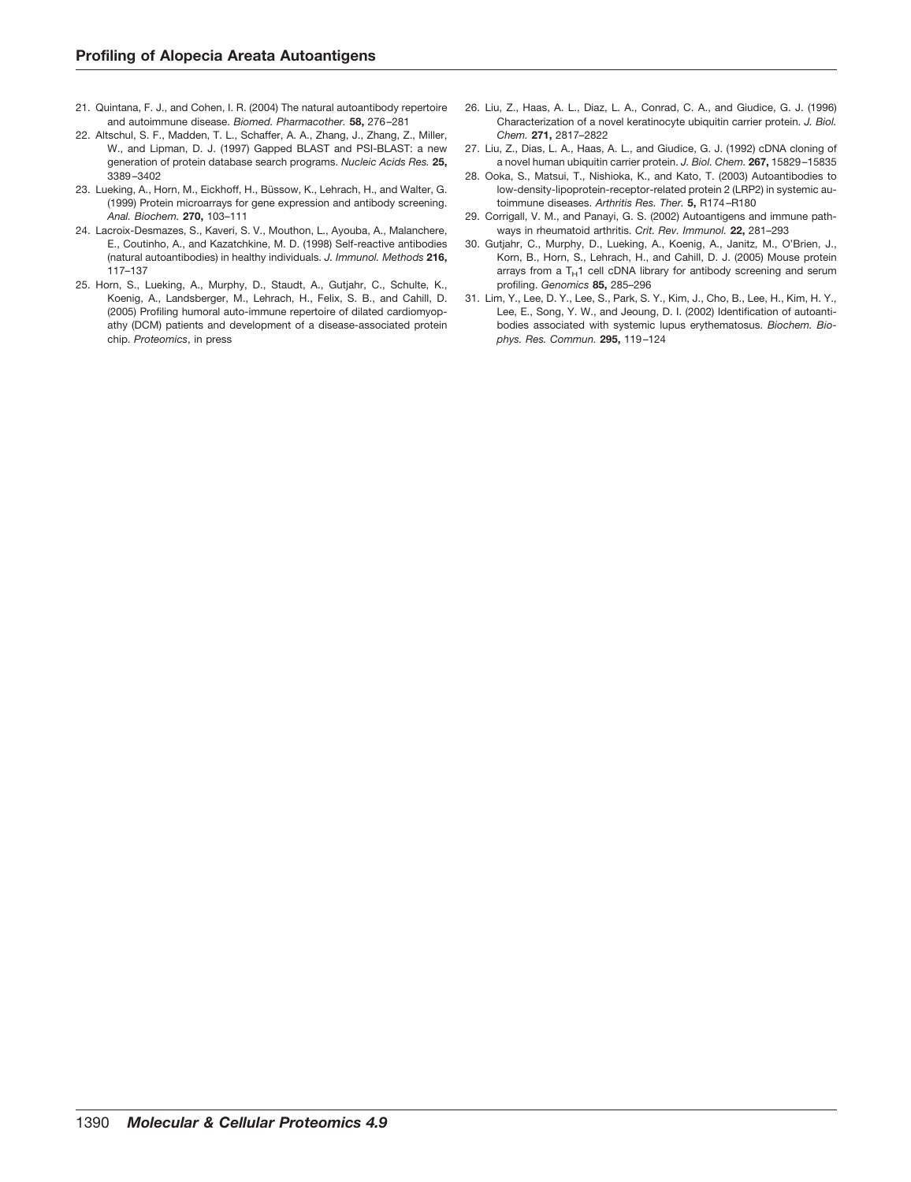21. Quintana, F. J., and Cohen, I. R. (2004) The natural autoantibody repertoire and autoimmune disease. *Biomed. Pharmacother.* **58,** 276–281
22. Altschul, S. F., Madden, T. L., Schaffer, A. A., Zhang, J., Zhang, Z., Miller, W., and Lipman, D. J. (1997) Gapped BLAST and PSI-BLAST: a new generation of protein database search programs. *Nucleic Acids Res.* **25,** 3389–3402
23. Lueking, A., Horn, M., Eickhoff, H., Büssow, K., Lehrach, H., and Walter, G. (1999) Protein microarrays for gene expression and antibody screening. *Anal. Biochem.* **270,** 103–111
24. Lacroix-Desmazes, S., Kaveri, S. V., Mouthon, L., Ayouba, A., Malanchere, E., Coutinho, A., and Kazatchkine, M. D. (1998) Self-reactive antibodies (natural autoantibodies) in healthy individuals. *J. Immunol. Methods* **216,** 117–137
25. Horn, S., Lueking, A., Murphy, D., Staudt, A., Gutjahr, C., Schulte, K., Koenig, A., Landsberger, M., Lehrach, H., Felix, S. B., and Cahill, D. (2005) Profiling humoral auto-immune repertoire of dilated cardiomyopathy (DCM) patients and development of a disease-associated protein chip. *Proteomics*, in press
26. Liu, Z., Haas, A. L., Diaz, L. A., Conrad, C. A., and Giudice, G. J. (1996) Characterization of a novel keratinocyte ubiquitin carrier protein. *J. Biol. Chem.* **271,** 2817–2822
27. Liu, Z., Dias, L. A., Haas, A. L., and Giudice, G. J. (1992) cDNA cloning of a novel human ubiquitin carrier protein. *J. Biol. Chem.* **267,** 15829–15835
28. Ooka, S., Matsui, T., Nishioka, K., and Kato, T. (2003) Autoantibodies to low-density-lipoprotein-receptor-related protein 2 (LRP2) in systemic autoimmune diseases. *Arthritis Res. Ther.* **5,** R174–R180
29. Corrigall, V. M., and Panayi, G. S. (2002) Autoantigens and immune pathways in rheumatoid arthritis. *Crit. Rev. Immunol.* **22,** 281–293
30. Gutjahr, C., Murphy, D., Lueking, A., Koenig, A., Janitz, M., O'Brien, J., Korn, B., Horn, S., Lehrach, H., and Cahill, D. J. (2005) Mouse protein arrays from a $T_H1$ cell cDNA library for antibody screening and serum profiling. *Genomics* **85,** 285–296
31. Lim, Y., Lee, D. Y., Lee, S., Park, S. Y., Kim, J., Cho, B., Lee, H., Kim, H. Y., Lee, E., Song, Y. W., and Jeoung, D. I. (2002) Identification of autoantibodies associated with systemic lupus erythematosus. *Biochem. Biophys. Res. Commun.* **295,** 119–124